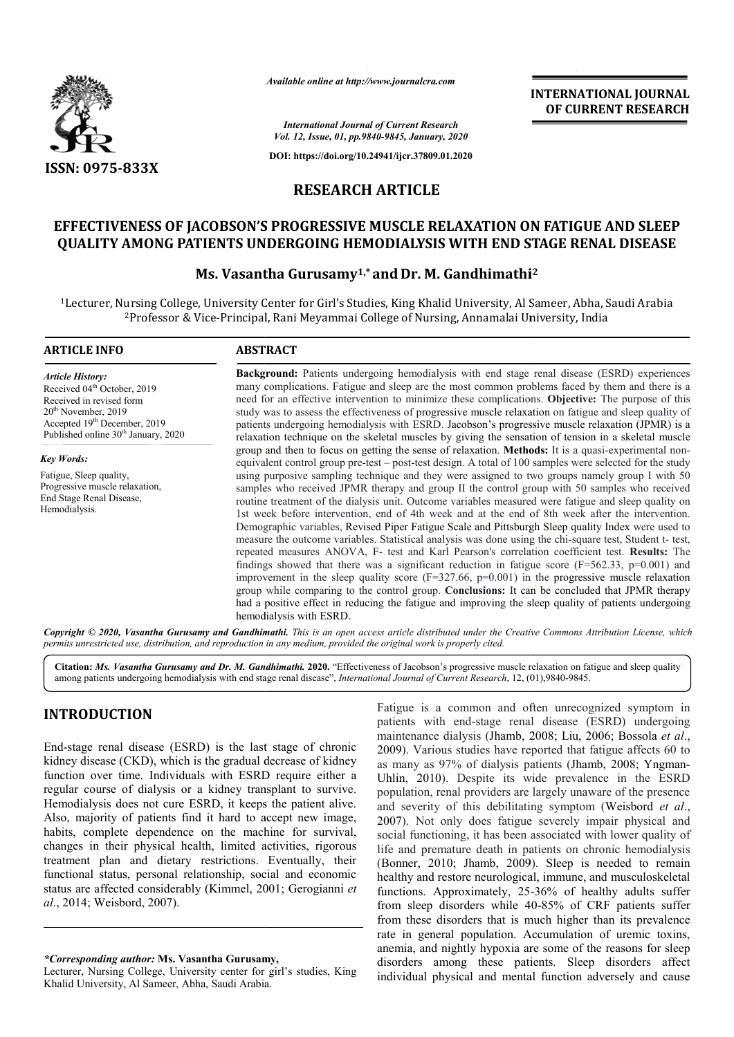ISSN: 0975-833X

*Available online at http://www.journalcra.com*

*International Journal of Current Research*
*Vol. 12, Issue, 01, pp.9840-9845, January, 2020*

**DOI: https://doi.org/10.24941/ijcr.37809.01.2020**

**INTERNATIONAL JOURNAL OF CURRENT RESEARCH**

## RESEARCH ARTICLE

# EFFECTIVENESS OF JACOBSON'S PROGRESSIVE MUSCLE RELAXATION ON FATIGUE AND SLEEP QUALITY AMONG PATIENTS UNDERGOING HEMODIALYSIS WITH END STAGE RENAL DISEASE

**Ms. Vasantha Gurusamy[1,*] and Dr. M. Gandhimathi[2]**

[1]Lecturer, Nursing College, University Center for Girl's Studies, King Khalid University, Al Sameer, Abha, Saudi Arabia
[2]Professor & Vice-Principal, Rani Meyammai College of Nursing, Annamalai University, India

### ARTICLE INFO

*Article History:*
Received 04th October, 2019
Received in revised form
20th November, 2019
Accepted 19th December, 2019
Published online 30th January, 2020

*Key Words:*
Fatigue, Sleep quality,
Progressive muscle relaxation,
End Stage Renal Disease,
Hemodialysis.

### ABSTRACT

**Background:** Patients undergoing hemodialysis with end stage renal disease (ESRD) experiences many complications. Fatigue and sleep are the most common problems faced by them and there is a need for an effective intervention to minimize these complications. **Objective:** The purpose of this study was to assess the effectiveness of progressive muscle relaxation on fatigue and sleep quality of patients undergoing hemodialysis with ESRD. Jacobson's progressive muscle relaxation (JPMR) is a relaxation technique on the skeletal muscles by giving the sensation of tension in a skeletal muscle group and then to focus on getting the sense of relaxation. **Methods:** It is a quasi-experimental non-equivalent control group pre-test – post-test design. A total of 100 samples were selected for the study using purposive sampling technique and they were assigned to two groups namely group I with 50 samples who received JPMR therapy and group II the control group with 50 samples who received routine treatment of the dialysis unit. Outcome variables measured were fatigue and sleep quality on 1st week before intervention, end of 4th week and at the end of 8th week after the intervention. Demographic variables, Revised Piper Fatigue Scale and Pittsburgh Sleep quality Index were used to measure the outcome variables. Statistical analysis was done using the chi-square test, Student t- test, repeated measures ANOVA, F- test and Karl Pearson's correlation coefficient test. **Results:** The findings showed that there was a significant reduction in fatigue score ($F=562.33$, $p=0.001$) and improvement in the sleep quality score ($F=327.66$, $p=0.001$) in the progressive muscle relaxation group while comparing to the control group. **Conclusions:** It can be concluded that JPMR therapy had a positive effect in reducing the fatigue and improving the sleep quality of patients undergoing hemodialysis with ESRD.

*Copyright © 2020, Vasantha Gurusamy and Gandhimathi. This is an open access article distributed under the Creative Commons Attribution License, which permits unrestricted use, distribution, and reproduction in any medium, provided the original work is properly cited.*

**Citation:** *Ms. Vasantha Gurusamy and Dr. M. Gandhimathi.* **2020.** "Effectiveness of Jacobson's progressive muscle relaxation on fatigue and sleep quality among patients undergoing hemodialysis with end stage renal disease", *International Journal of Current Research*, 12, (01),9840-9845.

## INTRODUCTION

End-stage renal disease (ESRD) is the last stage of chronic kidney disease (CKD), which is the gradual decrease of kidney function over time. Individuals with ESRD require either a regular course of dialysis or a kidney transplant to survive. Hemodialysis does not cure ESRD, it keeps the patient alive. Also, majority of patients find it hard to accept new image, habits, complete dependence on the machine for survival, changes in their physical health, limited activities, rigorous treatment plan and dietary restrictions. Eventually, their functional status, personal relationship, social and economic status are affected considerably (Kimmel, 2001; Gerogianni *et al*., 2014; Weisbord, 2007).

Fatigue is a common and often unrecognized symptom in patients with end-stage renal disease (ESRD) undergoing maintenance dialysis (Jhamb, 2008; Liu, 2006; Bossola *et al*., 2009). Various studies have reported that fatigue affects 60 to as many as 97% of dialysis patients (Jhamb, 2008; Yngman-Uhlin, 2010). Despite its wide prevalence in the ESRD population, renal providers are largely unaware of the presence and severity of this debilitating symptom (Weisbord *et al*., 2007). Not only does fatigue severely impair physical and social functioning, it has been associated with lower quality of life and premature death in patients on chronic hemodialysis (Bonner, 2010; Jhamb, 2009). Sleep is needed to remain healthy and restore neurological, immune, and musculoskeletal functions. Approximately, 25-36% of healthy adults suffer from sleep disorders while 40-85% of CRF patients suffer from these disorders that is much higher than its prevalence rate in general population. Accumulation of uremic toxins, anemia, and nightly hypoxia are some of the reasons for sleep disorders among these patients. Sleep disorders affect individual physical and mental function adversely and cause

*\*Corresponding author:* **Ms. Vasantha Gurusamy,**
Lecturer, Nursing College, University center for girl's studies, King Khalid University, Al Sameer, Abha, Saudi Arabia.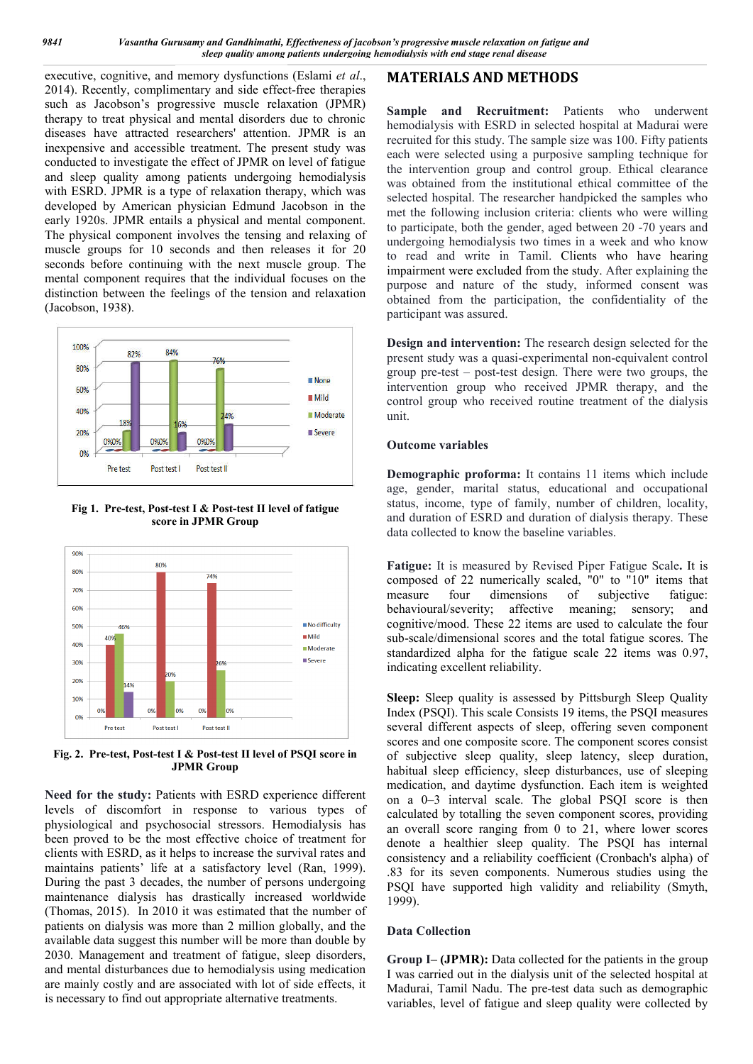executive, cognitive, and memory dysfunctions (Eslami *et al*., 2014). Recently, complimentary and side effect-free therapies such as Jacobson's progressive muscle relaxation (JPMR) therapy to treat physical and mental disorders due to chronic diseases have attracted researchers' attention. JPMR is an inexpensive and accessible treatment. The present study was conducted to investigate the effect of JPMR on level of fatigue and sleep quality among patients undergoing hemodialysis with ESRD. JPMR is a type of relaxation therapy, which was developed by American physician Edmund Jacobson in the early 1920s. JPMR entails a physical and mental component. The physical component involves the tensing and relaxing of muscle groups for 10 seconds and then releases it for 20 seconds before continuing with the next muscle group. The mental component requires that the individual focuses on the distinction between the feelings of the tension and relaxation (Jacobson, 1938).

**Fig 1. Pre-test, Post-test I & Post-test II level of fatigue score in JPMR Group**

**Fig. 2. Pre-test, Post-test I & Post-test II level of PSQI score in JPMR Group**

**Need for the study:** Patients with ESRD experience different levels of discomfort in response to various types of physiological and psychosocial stressors. Hemodialysis has been proved to be the most effective choice of treatment for clients with ESRD, as it helps to increase the survival rates and maintains patients' life at a satisfactory level (Ran, 1999). During the past 3 decades, the number of persons undergoing maintenance dialysis has drastically increased worldwide (Thomas, 2015). In 2010 it was estimated that the number of patients on dialysis was more than 2 million globally, and the available data suggest this number will be more than double by 2030. Management and treatment of fatigue, sleep disorders, and mental disturbances due to hemodialysis using medication are mainly costly and are associated with lot of side effects, it is necessary to find out appropriate alternative treatments.

## MATERIALS AND METHODS

**Sample and Recruitment:** Patients who underwent hemodialysis with ESRD in selected hospital at Madurai were recruited for this study. The sample size was 100. Fifty patients each were selected using a purposive sampling technique for the intervention group and control group. Ethical clearance was obtained from the institutional ethical committee of the selected hospital. The researcher handpicked the samples who met the following inclusion criteria: clients who were willing to participate, both the gender, aged between 20 -70 years and undergoing hemodialysis two times in a week and who know to read and write in Tamil. Clients who have hearing impairment were excluded from the study. After explaining the purpose and nature of the study, informed consent was obtained from the participation, the confidentiality of the participant was assured.

**Design and intervention:** The research design selected for the present study was a quasi-experimental non-equivalent control group pre-test – post-test design. There were two groups, the intervention group who received JPMR therapy, and the control group who received routine treatment of the dialysis unit.

### Outcome variables

**Demographic proforma:** It contains 11 items which include age, gender, marital status, educational and occupational status, income, type of family, number of children, locality, and duration of ESRD and duration of dialysis therapy. These data collected to know the baseline variables.

**Fatigue:** It is measured by Revised Piper Fatigue Scale**.** It is composed of 22 numerically scaled, "0" to "10" items that measure four dimensions of subjective fatigue: behavioural/severity; affective meaning; sensory; and cognitive/mood. These 22 items are used to calculate the four sub-scale/dimensional scores and the total fatigue scores. The standardized alpha for the fatigue scale 22 items was 0.97, indicating excellent reliability.

**Sleep:** Sleep quality is assessed by Pittsburgh Sleep Quality Index (PSQI). This scale Consists 19 items, the PSQI measures several different aspects of sleep, offering seven component scores and one composite score. The component scores consist of subjective sleep quality, sleep latency, sleep duration, habitual sleep efficiency, sleep disturbances, use of sleeping medication, and daytime dysfunction. Each item is weighted on a 0–3 interval scale. The global PSQI score is then calculated by totalling the seven component scores, providing an overall score ranging from 0 to 21, where lower scores denote a healthier sleep quality. The PSQI has internal consistency and a reliability coefficient (Cronbach's alpha) of .83 for its seven components. Numerous studies using the PSQI have supported high validity and reliability (Smyth, 1999).

### Data Collection

**Group I– (JPMR):** Data collected for the patients in the group I was carried out in the dialysis unit of the selected hospital at Madurai, Tamil Nadu. The pre-test data such as demographic variables, level of fatigue and sleep quality were collected by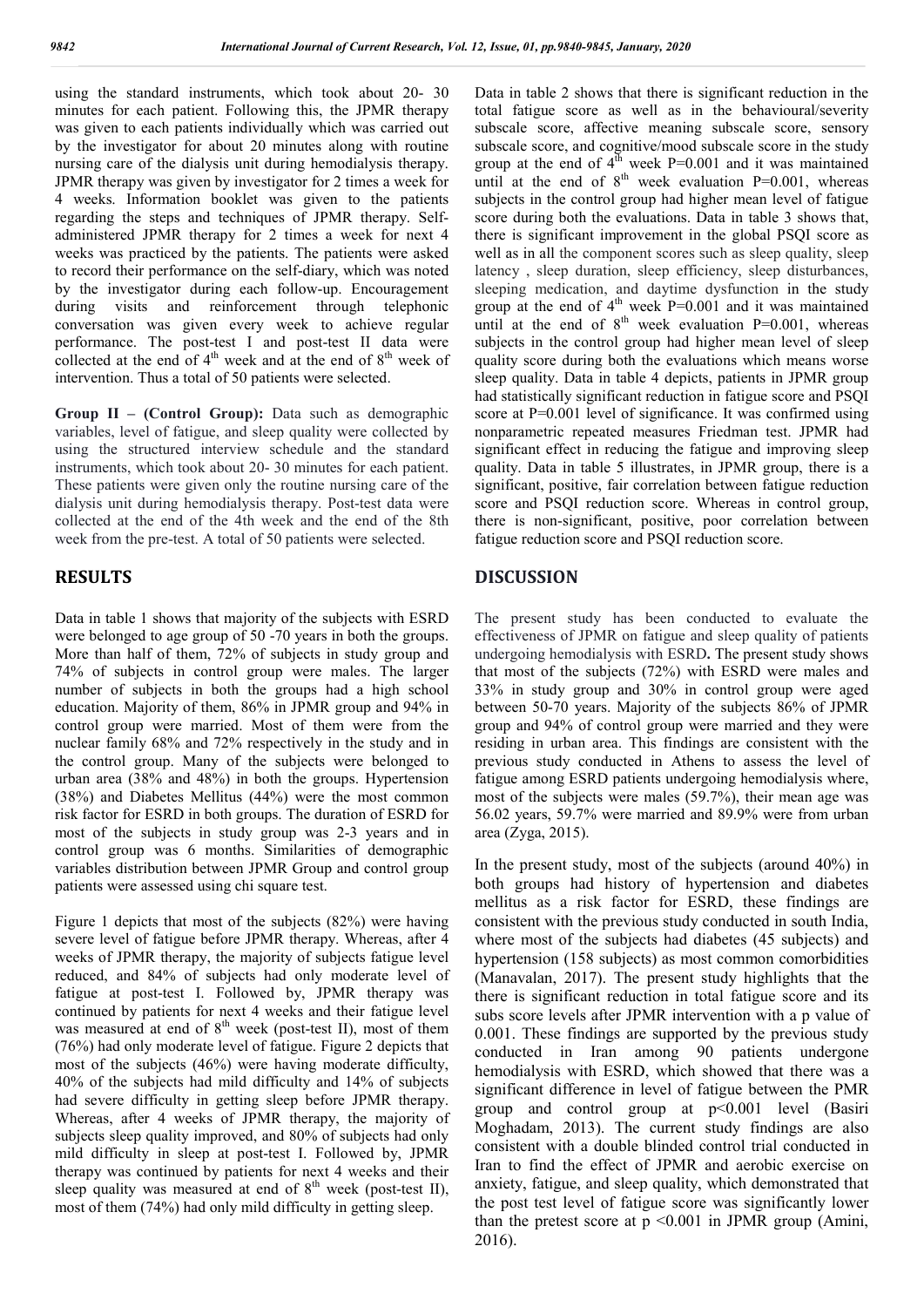using the standard instruments, which took about 20- 30 minutes for each patient. Following this, the JPMR therapy was given to each patients individually which was carried out by the investigator for about 20 minutes along with routine nursing care of the dialysis unit during hemodialysis therapy. JPMR therapy was given by investigator for 2 times a week for 4 weeks. Information booklet was given to the patients regarding the steps and techniques of JPMR therapy. Self-administered JPMR therapy for 2 times a week for next 4 weeks was practiced by the patients. The patients were asked to record their performance on the self-diary, which was noted by the investigator during each follow-up. Encouragement during visits and reinforcement through telephonic conversation was given every week to achieve regular performance. The post-test I and post-test II data were collected at the end of 4th week and at the end of 8th week of intervention. Thus a total of 50 patients were selected.

**Group II – (Control Group):** Data such as demographic variables, level of fatigue, and sleep quality were collected by using the structured interview schedule and the standard instruments, which took about 20- 30 minutes for each patient. These patients were given only the routine nursing care of the dialysis unit during hemodialysis therapy. Post-test data were collected at the end of the 4th week and the end of the 8th week from the pre-test. A total of 50 patients were selected.

## RESULTS

Data in table 1 shows that majority of the subjects with ESRD were belonged to age group of 50 -70 years in both the groups. More than half of them, 72% of subjects in study group and 74% of subjects in control group were males. The larger number of subjects in both the groups had a high school education. Majority of them, 86% in JPMR group and 94% in control group were married. Most of them were from the nuclear family 68% and 72% respectively in the study and in the control group. Many of the subjects were belonged to urban area (38% and 48%) in both the groups. Hypertension (38%) and Diabetes Mellitus (44%) were the most common risk factor for ESRD in both groups. The duration of ESRD for most of the subjects in study group was 2-3 years and in control group was 6 months. Similarities of demographic variables distribution between JPMR Group and control group patients were assessed using chi square test.

Figure 1 depicts that most of the subjects (82%) were having severe level of fatigue before JPMR therapy. Whereas, after 4 weeks of JPMR therapy, the majority of subjects fatigue level reduced, and 84% of subjects had only moderate level of fatigue at post-test I. Followed by, JPMR therapy was continued by patients for next 4 weeks and their fatigue level was measured at end of 8th week (post-test II), most of them (76%) had only moderate level of fatigue. Figure 2 depicts that most of the subjects (46%) were having moderate difficulty, 40% of the subjects had mild difficulty and 14% of subjects had severe difficulty in getting sleep before JPMR therapy. Whereas, after 4 weeks of JPMR therapy, the majority of subjects sleep quality improved, and 80% of subjects had only mild difficulty in sleep at post-test I. Followed by, JPMR therapy was continued by patients for next 4 weeks and their sleep quality was measured at end of 8th week (post-test II), most of them (74%) had only mild difficulty in getting sleep.

Data in table 2 shows that there is significant reduction in the total fatigue score as well as in the behavioural/severity subscale score, affective meaning subscale score, sensory subscale score, and cognitive/mood subscale score in the study group at the end of 4th week P=0.001 and it was maintained until at the end of 8th week evaluation P=0.001, whereas subjects in the control group had higher mean level of fatigue score during both the evaluations. Data in table 3 shows that, there is significant improvement in the global PSQI score as well as in all the component scores such as sleep quality, sleep latency , sleep duration, sleep efficiency, sleep disturbances, sleeping medication, and daytime dysfunction in the study group at the end of 4th week P=0.001 and it was maintained until at the end of 8th week evaluation P=0.001, whereas subjects in the control group had higher mean level of sleep quality score during both the evaluations which means worse sleep quality. Data in table 4 depicts, patients in JPMR group had statistically significant reduction in fatigue score and PSQI score at P=0.001 level of significance. It was confirmed using nonparametric repeated measures Friedman test. JPMR had significant effect in reducing the fatigue and improving sleep quality. Data in table 5 illustrates, in JPMR group, there is a significant, positive, fair correlation between fatigue reduction score and PSQI reduction score. Whereas in control group, there is non-significant, positive, poor correlation between fatigue reduction score and PSQI reduction score.

## DISCUSSION

The present study has been conducted to evaluate the effectiveness of JPMR on fatigue and sleep quality of patients undergoing hemodialysis with ESRD**.** The present study shows that most of the subjects (72%) with ESRD were males and 33% in study group and 30% in control group were aged between 50-70 years. Majority of the subjects 86% of JPMR group and 94% of control group were married and they were residing in urban area. This findings are consistent with the previous study conducted in Athens to assess the level of fatigue among ESRD patients undergoing hemodialysis where, most of the subjects were males (59.7%), their mean age was 56.02 years, 59.7% were married and 89.9% were from urban area (Zyga, 2015).

In the present study, most of the subjects (around 40%) in both groups had history of hypertension and diabetes mellitus as a risk factor for ESRD, these findings are consistent with the previous study conducted in south India, where most of the subjects had diabetes (45 subjects) and hypertension (158 subjects) as most common comorbidities (Manavalan, 2017). The present study highlights that the there is significant reduction in total fatigue score and its subs score levels after JPMR intervention with a p value of 0.001. These findings are supported by the previous study conducted in Iran among 90 patients undergone hemodialysis with ESRD, which showed that there was a significant difference in level of fatigue between the PMR group and control group at p<0.001 level (Basiri Moghadam, 2013). The current study findings are also consistent with a double blinded control trial conducted in Iran to find the effect of JPMR and aerobic exercise on anxiety, fatigue, and sleep quality, which demonstrated that the post test level of fatigue score was significantly lower than the pretest score at p <0.001 in JPMR group (Amini, 2016).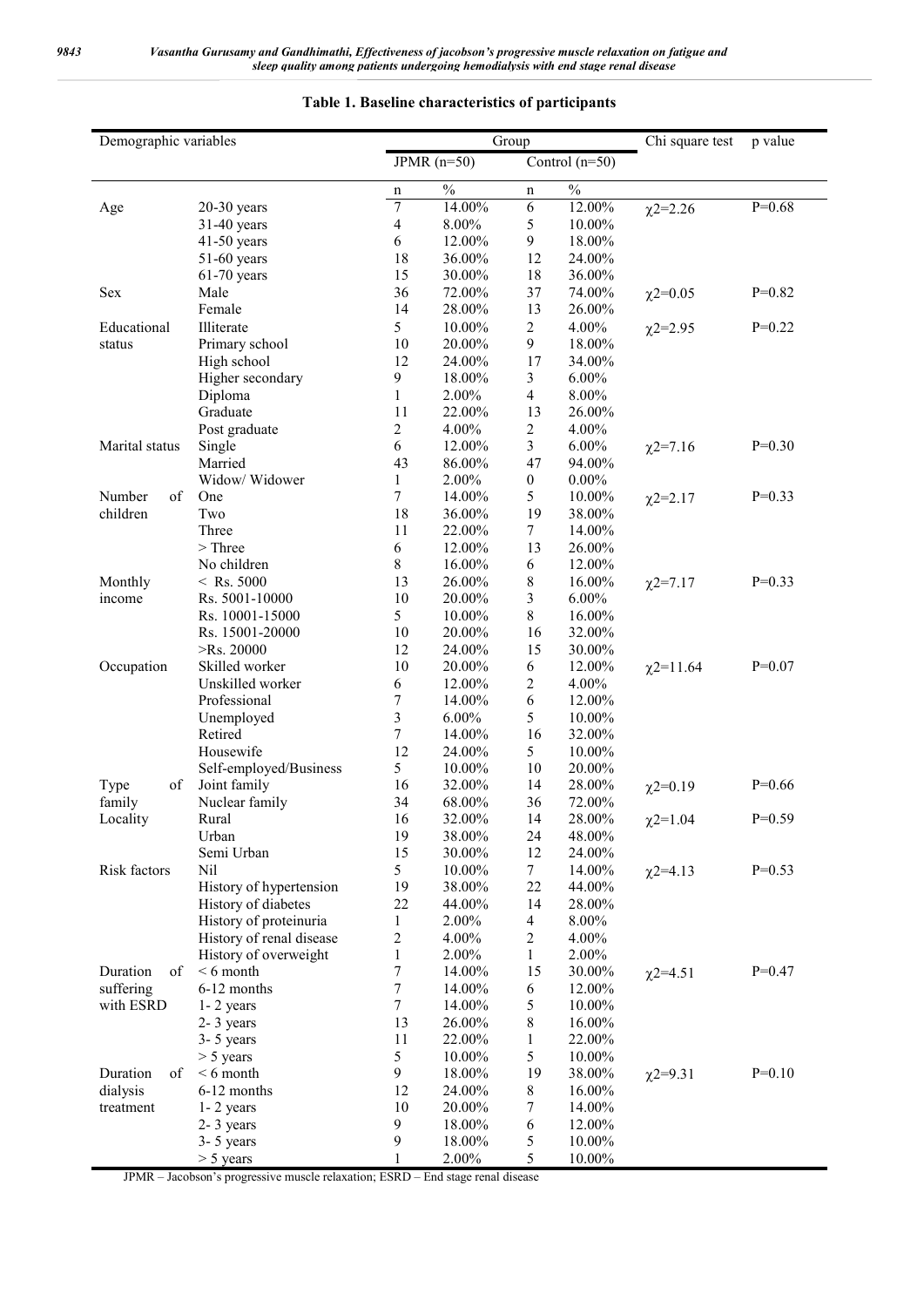## Table 1. Baseline characteristics of participants

| Demographic variables | | Group | | | | Chi square test | p value |
|---|---|---|---|---|---|---|---|
| | | JPMR (n=50) | | Control (n=50) | | | |
| | | n | % | n | % | | |
| Age | 20-30 years | 7 | 14.00% | 6 | 12.00% | $\chi 2$=2.26 | P=0.68 |
| | 31-40 years | 4 | 8.00% | 5 | 10.00% | | |
| | 41-50 years | 6 | 12.00% | 9 | 18.00% | | |
| | 51-60 years | 18 | 36.00% | 12 | 24.00% | | |
| | 61-70 years | 15 | 30.00% | 18 | 36.00% | | |
| Sex | Male | 36 | 72.00% | 37 | 74.00% | $\chi 2$=0.05 | P=0.82 |
| | Female | 14 | 28.00% | 13 | 26.00% | | |
| Educational status | Illiterate | 5 | 10.00% | 2 | 4.00% | $\chi 2$=2.95 | P=0.22 |
| | Primary school | 10 | 20.00% | 9 | 18.00% | | |
| | High school | 12 | 24.00% | 17 | 34.00% | | |
| | Higher secondary | 9 | 18.00% | 3 | 6.00% | | |
| | Diploma | 1 | 2.00% | 4 | 8.00% | | |
| | Graduate | 11 | 22.00% | 13 | 26.00% | | |
| | Post graduate | 2 | 4.00% | 2 | 4.00% | | |
| Marital status | Single | 6 | 12.00% | 3 | 6.00% | $\chi 2$=7.16 | P=0.30 |
| | Married | 43 | 86.00% | 47 | 94.00% | | |
| | Widow/ Widower | 1 | 2.00% | 0 | 0.00% | | |
| Number of children | One | 7 | 14.00% | 5 | 10.00% | $\chi 2$=2.17 | P=0.33 |
| | Two | 18 | 36.00% | 19 | 38.00% | | |
| | Three | 11 | 22.00% | 7 | 14.00% | | |
| | > Three | 6 | 12.00% | 13 | 26.00% | | |
| | No children | 8 | 16.00% | 6 | 12.00% | | |
| Monthly income | < Rs. 5000 | 13 | 26.00% | 8 | 16.00% | $\chi 2$=7.17 | P=0.33 |
| | Rs. 5001-10000 | 10 | 20.00% | 3 | 6.00% | | |
| | Rs. 10001-15000 | 5 | 10.00% | 8 | 16.00% | | |
| | Rs. 15001-20000 | 10 | 20.00% | 16 | 32.00% | | |
| | >Rs. 20000 | 12 | 24.00% | 15 | 30.00% | | |
| Occupation | Skilled worker | 10 | 20.00% | 6 | 12.00% | $\chi 2$=11.64 | P=0.07 |
| | Unskilled worker | 6 | 12.00% | 2 | 4.00% | | |
| | Professional | 7 | 14.00% | 6 | 12.00% | | |
| | Unemployed | 3 | 6.00% | 5 | 10.00% | | |
| | Retired | 7 | 14.00% | 16 | 32.00% | | |
| | Housewife | 12 | 24.00% | 5 | 10.00% | | |
| | Self-employed/Business | 5 | 10.00% | 10 | 20.00% | | |
| Type of family | Joint family | 16 | 32.00% | 14 | 28.00% | $\chi 2$=0.19 | P=0.66 |
| | Nuclear family | 34 | 68.00% | 36 | 72.00% | | |
| Locality | Rural | 16 | 32.00% | 14 | 28.00% | $\chi 2$=1.04 | P=0.59 |
| | Urban | 19 | 38.00% | 24 | 48.00% | | |
| | Semi Urban | 15 | 30.00% | 12 | 24.00% | | |
| Risk factors | Nil | 5 | 10.00% | 7 | 14.00% | $\chi 2$=4.13 | P=0.53 |
| | History of hypertension | 19 | 38.00% | 22 | 44.00% | | |
| | History of diabetes | 22 | 44.00% | 14 | 28.00% | | |
| | History of proteinuria | 1 | 2.00% | 4 | 8.00% | | |
| | History of renal disease | 2 | 4.00% | 2 | 4.00% | | |
| | History of overweight | 1 | 2.00% | 1 | 2.00% | | |
| Duration of suffering with ESRD | < 6 month | 7 | 14.00% | 15 | 30.00% | $\chi 2$=4.51 | P=0.47 |
| | 6-12 months | 7 | 14.00% | 6 | 12.00% | | |
| | 1- 2 years | 7 | 14.00% | 5 | 10.00% | | |
| | 2- 3 years | 13 | 26.00% | 8 | 16.00% | | |
| | 3- 5 years | 11 | 22.00% | 1 | 22.00% | | |
| | > 5 years | 5 | 10.00% | 5 | 10.00% | | |
| Duration of dialysis treatment | < 6 month | 9 | 18.00% | 19 | 38.00% | $\chi 2$=9.31 | P=0.10 |
| | 6-12 months | 12 | 24.00% | 8 | 16.00% | | |
| | 1- 2 years | 10 | 20.00% | 7 | 14.00% | | |
| | 2- 3 years | 9 | 18.00% | 6 | 12.00% | | |
| | 3- 5 years | 9 | 18.00% | 5 | 10.00% | | |
| | > 5 years | 1 | 2.00% | 5 | 10.00% | | |

JPMR – Jacobson's progressive muscle relaxation; ESRD – End stage renal disease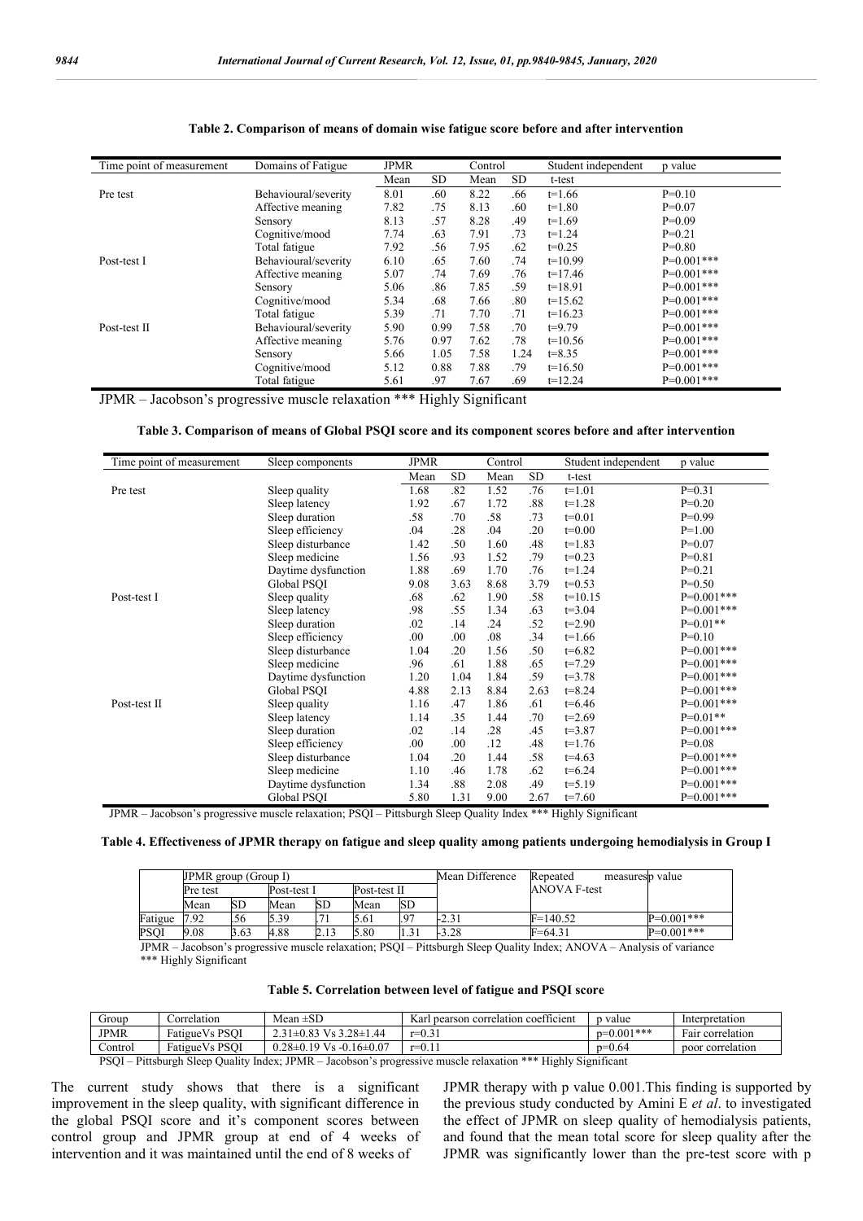**Table 2. Comparison of means of domain wise fatigue score before and after intervention**

| Time point of measurement | Domains of Fatigue | JPMR | | Control | | Student independent | p value |
|---|---|---|---|---|---|---|---|
| | | Mean | SD | Mean | SD | t-test | |
| Pre test | Behavioural/severity | 8.01 | .60 | 8.22 | .66 | t=1.66 | P=0.10 |
| | Affective meaning | 7.82 | .75 | 8.13 | .60 | t=1.80 | P=0.07 |
| | Sensory | 8.13 | .57 | 8.28 | .49 | t=1.69 | P=0.09 |
| | Cognitive/mood | 7.74 | .63 | 7.91 | .73 | t=1.24 | P=0.21 |
| | Total fatigue | 7.92 | .56 | 7.95 | .62 | t=0.25 | P=0.80 |
| Post-test I | Behavioural/severity | 6.10 | .65 | 7.60 | .74 | t=10.99 | P=0.001*** |
| | Affective meaning | 5.07 | .74 | 7.69 | .76 | t=17.46 | P=0.001*** |
| | Sensory | 5.06 | .86 | 7.85 | .59 | t=18.91 | P=0.001*** |
| | Cognitive/mood | 5.34 | .68 | 7.66 | .80 | t=15.62 | P=0.001*** |
| | Total fatigue | 5.39 | .71 | 7.70 | .71 | t=16.23 | P=0.001*** |
| Post-test II | Behavioural/severity | 5.90 | 0.99 | 7.58 | .70 | t=9.79 | P=0.001*** |
| | Affective meaning | 5.76 | 0.97 | 7.62 | .78 | t=10.56 | P=0.001*** |
| | Sensory | 5.66 | 1.05 | 7.58 | 1.24 | t=8.35 | P=0.001*** |
| | Cognitive/mood | 5.12 | 0.88 | 7.88 | .79 | t=16.50 | P=0.001*** |
| | Total fatigue | 5.61 | .97 | 7.67 | .69 | t=12.24 | P=0.001*** |

JPMR – Jacobson's progressive muscle relaxation *** Highly Significant

**Table 3. Comparison of means of Global PSQI score and its component scores before and after intervention**

| Time point of measurement | Sleep components | JPMR | | Control | | Student independent | p value |
|---|---|---|---|---|---|---|---|
| | | Mean | SD | Mean | SD | t-test | |
| Pre test | Sleep quality | 1.68 | .82 | 1.52 | .76 | t=1.01 | P=0.31 |
| | Sleep latency | 1.92 | .67 | 1.72 | .88 | t=1.28 | P=0.20 |
| | Sleep duration | .58 | .70 | .58 | .73 | t=0.01 | P=0.99 |
| | Sleep efficiency | .04 | .28 | .04 | .20 | t=0.00 | P=1.00 |
| | Sleep disturbance | 1.42 | .50 | 1.60 | .48 | t=1.83 | P=0.07 |
| | Sleep medicine | 1.56 | .93 | 1.52 | .79 | t=0.23 | P=0.81 |
| | Daytime dysfunction | 1.88 | .69 | 1.70 | .76 | t=1.24 | P=0.21 |
| | Global PSQI | 9.08 | 3.63 | 8.68 | 3.79 | t=0.53 | P=0.50 |
| Post-test I | Sleep quality | .68 | .62 | 1.90 | .58 | t=10.15 | P=0.001*** |
| | Sleep latency | .98 | .55 | 1.34 | .63 | t=3.04 | P=0.001*** |
| | Sleep duration | .02 | .14 | .24 | .52 | t=2.90 | P=0.01** |
| | Sleep efficiency | .00 | .00 | .08 | .34 | t=1.66 | P=0.10 |
| | Sleep disturbance | 1.04 | .20 | 1.56 | .50 | t=6.82 | P=0.001*** |
| | Sleep medicine | .96 | .61 | 1.88 | .65 | t=7.29 | P=0.001*** |
| | Daytime dysfunction | 1.20 | 1.04 | 1.84 | .59 | t=3.78 | P=0.001*** |
| | Global PSQI | 4.88 | 2.13 | 8.84 | 2.63 | t=8.24 | P=0.001*** |
| Post-test II | Sleep quality | 1.16 | .47 | 1.86 | .61 | t=6.46 | P=0.001*** |
| | Sleep latency | 1.14 | .35 | 1.44 | .70 | t=2.69 | P=0.01** |
| | Sleep duration | .02 | .14 | .28 | .45 | t=3.87 | P=0.001*** |
| | Sleep efficiency | .00 | .00 | .12 | .48 | t=1.76 | P=0.08 |
| | Sleep disturbance | 1.04 | .20 | 1.44 | .58 | t=4.63 | P=0.001*** |
| | Sleep medicine | 1.10 | .46 | 1.78 | .62 | t=6.24 | P=0.001*** |
| | Daytime dysfunction | 1.34 | .88 | 2.08 | .49 | t=5.19 | P=0.001*** |
| | Global PSQI | 5.80 | 1.31 | 9.00 | 2.67 | t=7.60 | P=0.001*** |

JPMR – Jacobson's progressive muscle relaxation; PSQI – Pittsburgh Sleep Quality Index *** Highly Significant

**Table 4. Effectiveness of JPMR therapy on fatigue and sleep quality among patients undergoing hemodialysis in Group I**

| | JPMR group (Group I) | | | | | | Mean Difference | Repeated measures ANOVA F-test | p value |
|---|---|---|---|---|---|---|---|---|---|
| | Pre test | | Post-test I | | Post-test II | | | | |
| | Mean | SD | Mean | SD | Mean | SD | | | |
| Fatigue | 7.92 | .56 | 5.39 | .71 | 5.61 | .97 | -2.31 | F=140.52 | P=0.001*** |
| PSQI | 9.08 | 3.63 | 4.88 | 2.13 | 5.80 | 1.31 | -3.28 | F=64.31 | P=0.001*** |

JPMR – Jacobson's progressive muscle relaxation; PSQI – Pittsburgh Sleep Quality Index; ANOVA – Analysis of variance
*** Highly Significant

**Table 5. Correlation between level of fatigue and PSQI score**

| Group | Correlation | Mean ±SD | Karl pearson correlation coefficient | p value | Interpretation |
|---|---|---|---|---|---|
| JPMR | FatigueVs PSQI | 2.31±0.83 Vs 3.28±1.44 | r=0.31 | p=0.001*** | Fair correlation |
| Control | FatigueVs PSQI | 0.28±0.19 Vs -0.16±0.07 | r=0.11 | p=0.64 | poor correlation |

PSQI – Pittsburgh Sleep Quality Index; JPMR – Jacobson's progressive muscle relaxation *** Highly Significant

The current study shows that there is a significant improvement in the sleep quality, with significant difference in the global PSQI score and it's component scores between control group and JPMR group at end of 4 weeks of intervention and it was maintained until the end of 8 weeks of JPMR therapy with p value 0.001.This finding is supported by the previous study conducted by Amini E *et al*. to investigated the effect of JPMR on sleep quality of hemodialysis patients, and found that the mean total score for sleep quality after the JPMR was significantly lower than the pre-test score with p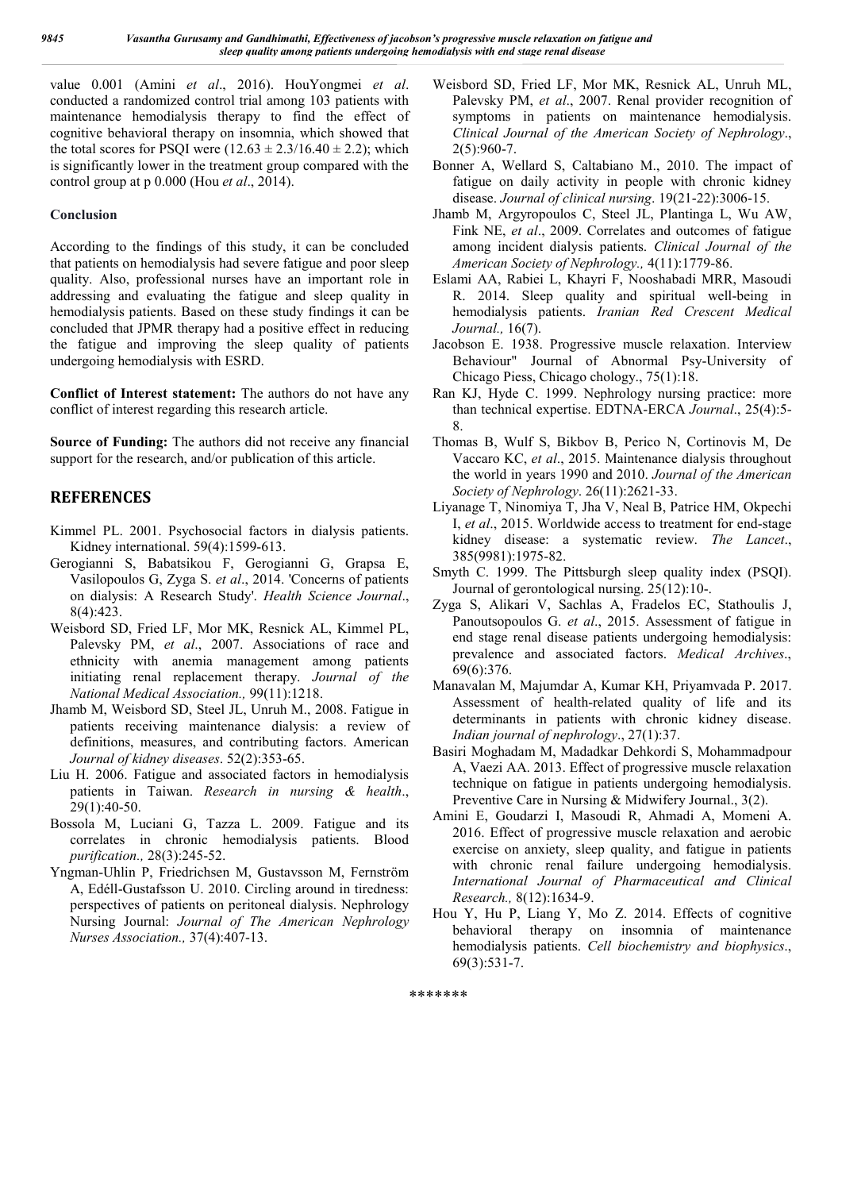value 0.001 (Amini *et al*., 2016). HouYongmei *et al*. conducted a randomized control trial among 103 patients with maintenance hemodialysis therapy to find the effect of cognitive behavioral therapy on insomnia, which showed that the total scores for PSQI were ($12.63 \pm 2.3/16.40 \pm 2.2$); which is significantly lower in the treatment group compared with the control group at p 0.000 (Hou *et al*., 2014).

**Conclusion**

According to the findings of this study, it can be concluded that patients on hemodialysis had severe fatigue and poor sleep quality. Also, professional nurses have an important role in addressing and evaluating the fatigue and sleep quality in hemodialysis patients. Based on these study findings it can be concluded that JPMR therapy had a positive effect in reducing the fatigue and improving the sleep quality of patients undergoing hemodialysis with ESRD.

**Conflict of Interest statement:** The authors do not have any conflict of interest regarding this research article.

**Source of Funding:** The authors did not receive any financial support for the research, and/or publication of this article.

## REFERENCES

- Kimmel PL. 2001. Psychosocial factors in dialysis patients. Kidney international. 59(4):1599-613.
- Gerogianni S, Babatsikou F, Gerogianni G, Grapsa E, Vasilopoulos G, Zyga S. *et al*., 2014. 'Concerns of patients on dialysis: A Research Study'. *Health Science Journal*., 8(4):423.
- Weisbord SD, Fried LF, Mor MK, Resnick AL, Kimmel PL, Palevsky PM, *et al*., 2007. Associations of race and ethnicity with anemia management among patients initiating renal replacement therapy. *Journal of the National Medical Association.,* 99(11):1218.
- Jhamb M, Weisbord SD, Steel JL, Unruh M., 2008. Fatigue in patients receiving maintenance dialysis: a review of definitions, measures, and contributing factors. American *Journal of kidney diseases*. 52(2):353-65.
- Liu H. 2006. Fatigue and associated factors in hemodialysis patients in Taiwan. *Research in nursing & health*., 29(1):40-50.
- Bossola M, Luciani G, Tazza L. 2009. Fatigue and its correlates in chronic hemodialysis patients. Blood *purification.,* 28(3):245-52.
- Yngman-Uhlin P, Friedrichsen M, Gustavsson M, Fernström A, Edéll-Gustafsson U. 2010. Circling around in tiredness: perspectives of patients on peritoneal dialysis. Nephrology Nursing Journal: *Journal of The American Nephrology Nurses Association.,* 37(4):407-13.
- Weisbord SD, Fried LF, Mor MK, Resnick AL, Unruh ML, Palevsky PM, *et al*., 2007. Renal provider recognition of symptoms in patients on maintenance hemodialysis. *Clinical Journal of the American Society of Nephrology*., 2(5):960-7.
- Bonner A, Wellard S, Caltabiano M., 2010. The impact of fatigue on daily activity in people with chronic kidney disease. *Journal of clinical nursing*. 19(21-22):3006-15.
- Jhamb M, Argyropoulos C, Steel JL, Plantinga L, Wu AW, Fink NE, *et al*., 2009. Correlates and outcomes of fatigue among incident dialysis patients. *Clinical Journal of the American Society of Nephrology.,* 4(11):1779-86.
- Eslami AA, Rabiei L, Khayri F, Nooshabadi MRR, Masoudi R. 2014. Sleep quality and spiritual well-being in hemodialysis patients. *Iranian Red Crescent Medical Journal.,* 16(7).
- Jacobson E. 1938. Progressive muscle relaxation. Interview Behaviour" Journal of Abnormal Psy-University of Chicago Piess, Chicago chology., 75(1):18.
- Ran KJ, Hyde C. 1999. Nephrology nursing practice: more than technical expertise. EDTNA-ERCA *Journal*., 25(4):5-8.
- Thomas B, Wulf S, Bikbov B, Perico N, Cortinovis M, De Vaccaro KC, *et al*., 2015. Maintenance dialysis throughout the world in years 1990 and 2010. *Journal of the American Society of Nephrology*. 26(11):2621-33.
- Liyanage T, Ninomiya T, Jha V, Neal B, Patrice HM, Okpechi I, *et al*., 2015. Worldwide access to treatment for end-stage kidney disease: a systematic review. *The Lancet*., 385(9981):1975-82.
- Smyth C. 1999. The Pittsburgh sleep quality index (PSQI). Journal of gerontological nursing. 25(12):10-.
- Zyga S, Alikari V, Sachlas A, Fradelos EC, Stathoulis J, Panoutsopoulos G. *et al*., 2015. Assessment of fatigue in end stage renal disease patients undergoing hemodialysis: prevalence and associated factors. *Medical Archives*., 69(6):376.
- Manavalan M, Majumdar A, Kumar KH, Priyamvada P. 2017. Assessment of health-related quality of life and its determinants in patients with chronic kidney disease. *Indian journal of nephrology*., 27(1):37.
- Basiri Moghadam M, Madadkar Dehkordi S, Mohammadpour A, Vaezi AA. 2013. Effect of progressive muscle relaxation technique on fatigue in patients undergoing hemodialysis. Preventive Care in Nursing & Midwifery Journal., 3(2).
- Amini E, Goudarzi I, Masoudi R, Ahmadi A, Momeni A. 2016. Effect of progressive muscle relaxation and aerobic exercise on anxiety, sleep quality, and fatigue in patients with chronic renal failure undergoing hemodialysis. *International Journal of Pharmaceutical and Clinical Research.,* 8(12):1634-9.
- Hou Y, Hu P, Liang Y, Mo Z. 2014. Effects of cognitive behavioral therapy on insomnia of maintenance hemodialysis patients. *Cell biochemistry and biophysics*., 69(3):531-7.

\*\*\*\*\*\*\*